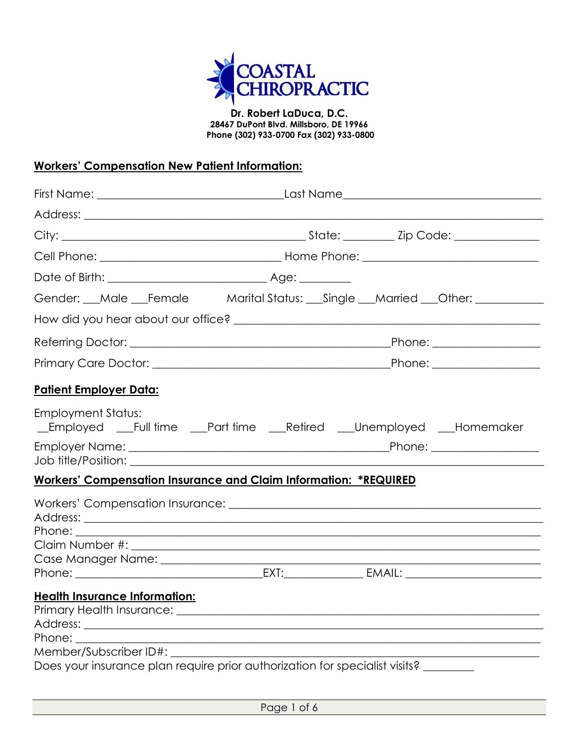# COASTAL CHIROPRACTIC

**Dr. Robert LaDuca, D.C.**
**28467 DuPont Blvd. Millsboro, DE 19966**
**Phone (302) 933-0700 Fax (302) 933-0800**

## Workers' Compensation New Patient Information:

First Name: ______________________________ Last Name ______________________________

Address: ______________________________________________________________________

City: ____________________________________ State: ________ Zip Code: ______________

Cell Phone: _____________________________ Home Phone: ____________________________

Date of Birth: __________________________ Age: _________

Gender: ___Male ___Female     Marital Status: ___Single ___Married ___Other: ___________

How did you hear about our office? ______________________________________________

Referring Doctor: ______________________________________Phone: __________________

Primary Care Doctor: ___________________________________Phone: __________________

## Patient Employer Data:

Employment Status:
__Employed ___Full time ___Part time ___Retired ___Unemployed ___Homemaker

Employer Name: _________________________________________Phone: _________________

Job title/Position: ______________________________________________________________

## Workers' Compensation Insurance and Claim Information: *REQUIRED

Workers' Compensation Insurance: _________________________________________________

Address: ______________________________________________________________________

Phone: ________________________________________________________________________

Claim Number #: ________________________________________________________________

Case Manager Name: _____________________________________________________________

Phone: _________________________________EXT:______________ EMAIL: _______________________

## Health Insurance Information:

Primary Health Insurance: ______________________________________________________

Address: ______________________________________________________________________

Phone: ________________________________________________________________________

Member/Subscriber ID#: _________________________________________________________

Does your insurance plan require prior authorization for specialist visits? _________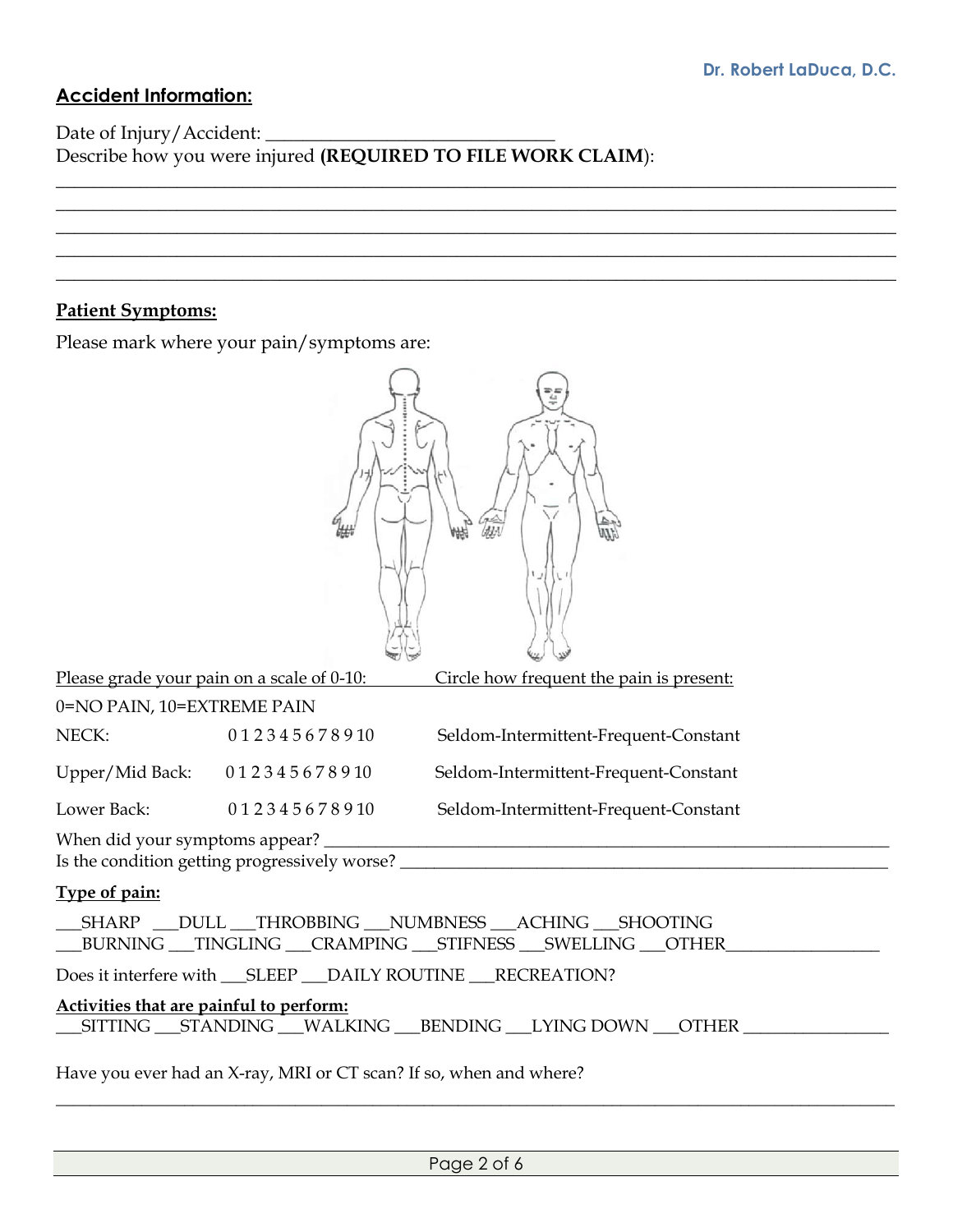## Accident Information:

Date of Injury/Accident: ______________________________

Describe how you were injured **(REQUIRED TO FILE WORK CLAIM)**:

_______________________________________________________________________________________

_______________________________________________________________________________________

_______________________________________________________________________________________

_______________________________________________________________________________________

_______________________________________________________________________________________

## Patient Symptoms:

Please mark where your pain/symptoms are:

| Please grade your pain on a scale of 0-10: | | Circle how frequent the pain is present: |
|---|---|---|
| 0=NO PAIN, 10=EXTREME PAIN | | |
| NECK: | 0 1 2 3 4 5 6 7 8 9 10 | Seldom-Intermittent-Frequent-Constant |
| Upper/Mid Back: | 0 1 2 3 4 5 6 7 8 9 10 | Seldom-Intermittent-Frequent-Constant |
| Lower Back: | 0 1 2 3 4 5 6 7 8 9 10 | Seldom-Intermittent-Frequent-Constant |

When did your symptoms appear? _______________________________________________________________

Is the condition getting progressively worse? _______________________________________________________

**Type of pain:**

___SHARP ___DULL ___THROBBING ___NUMBNESS ___ACHING ___SHOOTING
___BURNING ___TINGLING ___CRAMPING ___STIFNESS ___SWELLING ___OTHER_______________

Does it interfere with ___SLEEP ___DAILY ROUTINE ___RECREATION?

**Activities that are painful to perform:**

___SITTING ___STANDING ___WALKING ___BENDING ___LYING DOWN ___OTHER _______________

Have you ever had an X-ray, MRI or CT scan? If so, when and where?

_______________________________________________________________________________________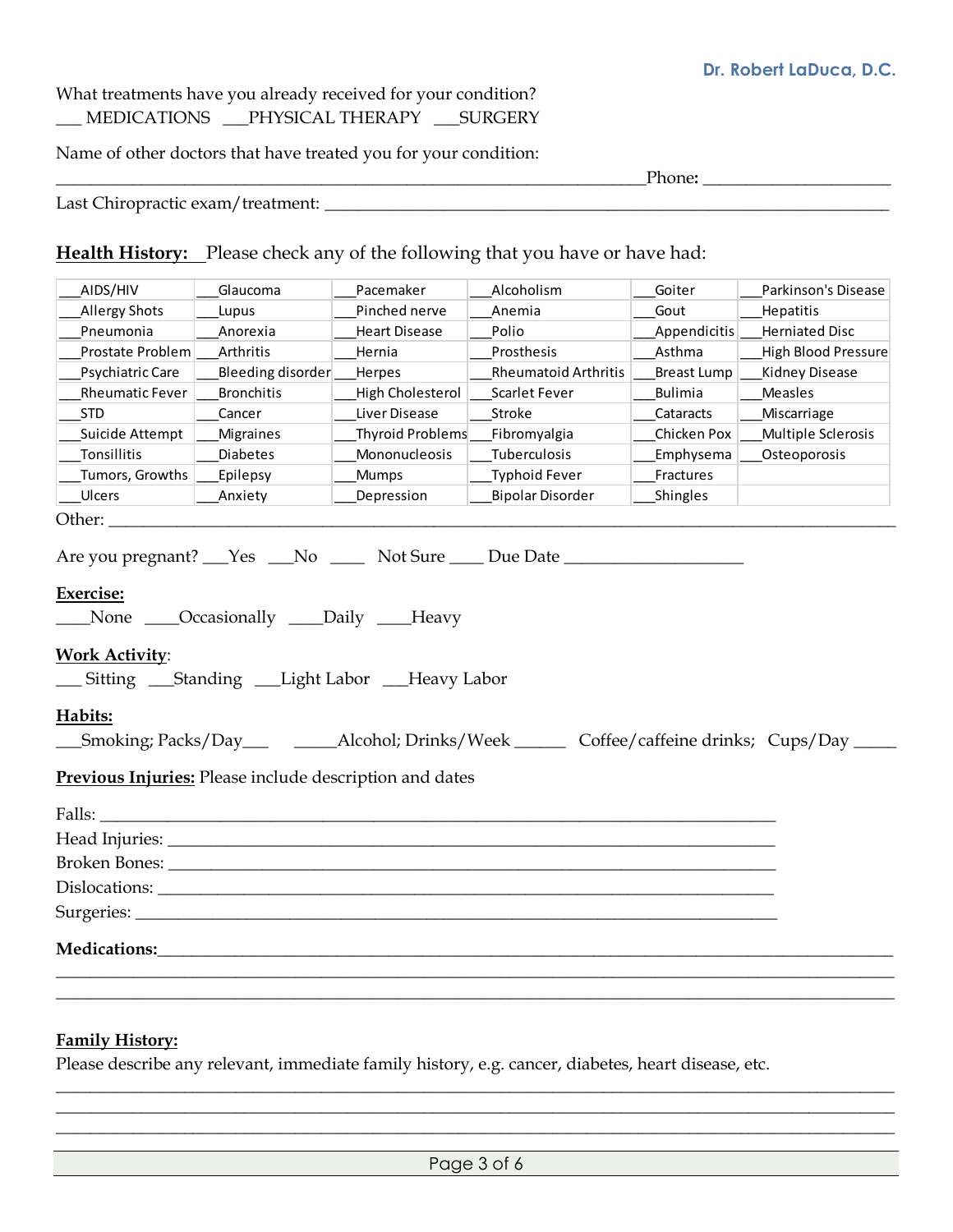What treatments have you already received for your condition?
___ MEDICATIONS ___PHYSICAL THERAPY ___SURGERY

Name of other doctors that have treated you for your condition:
_______________________________________________________________________Phone: _____________________

Last Chiropractic exam/treatment: _______________________________________________________________

**Health History:** Please check any of the following that you have or have had:

| | | | | | |
|---|---|---|---|---|---|
| ___AIDS/HIV | ___Glaucoma | ___Pacemaker | ___Alcoholism | ___Goiter | ___Parkinson's Disease |
| ___Allergy Shots | ___Lupus | ___Pinched nerve | ___Anemia | ___Gout | ___Hepatitis |
| ___Pneumonia | ___Anorexia | ___Heart Disease | ___Polio | ___Appendicitis | ___Herniated Disc |
| ___Prostate Problem | ___Arthritis | ___Hernia | ___Prosthesis | ___Asthma | ___High Blood Pressure |
| ___Psychiatric Care | ___Bleeding disorder | ___Herpes | ___Rheumatoid Arthritis | ___Breast Lump | ___Kidney Disease |
| ___Rheumatic Fever | ___Bronchitis | ___High Cholesterol | ___Scarlet Fever | ___Bulimia | ___Measles |
| ___STD | ___Cancer | ___Liver Disease | ___Stroke | ___Cataracts | ___Miscarriage |
| ___Suicide Attempt | ___Migraines | ___Thyroid Problems | ___Fibromyalgia | ___Chicken Pox | ___Multiple Sclerosis |
| ___Tonsillitis | ___Diabetes | ___Mononucleosis | ___Tuberculosis | ___Emphysema | ___Osteoporosis |
| ___Tumors, Growths | ___Epilepsy | ___Mumps | ___Typhoid Fever | ___Fractures | |
| ___Ulcers | ___Anxiety | ___Depression | ___Bipolar Disorder | ___Shingles | |

Other: ________________________________________________________________________________________

Are you pregnant? ___Yes ___No ____ Not Sure ____ Due Date ____________________

**Exercise:**
____None ____Occasionally ____Daily ____Heavy

**Work Activity**:
___ Sitting ___Standing ___Light Labor ___Heavy Labor

**Habits:**
___Smoking; Packs/Day___ _____Alcohol; Drinks/Week ______ Coffee/caffeine drinks; Cups/Day _____

**Previous Injuries:** Please include description and dates

Falls: ___________________________________________________________________________

Head Injuries: ____________________________________________________________________

Broken Bones: ____________________________________________________________________

Dislocations: _____________________________________________________________________

Surgeries: ________________________________________________________________________

**Medications:**_____________________________________________________________________________
____________________________________________________________________________________________
____________________________________________________________________________________________

**Family History:**
Please describe any relevant, immediate family history, e.g. cancer, diabetes, heart disease, etc.
____________________________________________________________________________________________
____________________________________________________________________________________________
____________________________________________________________________________________________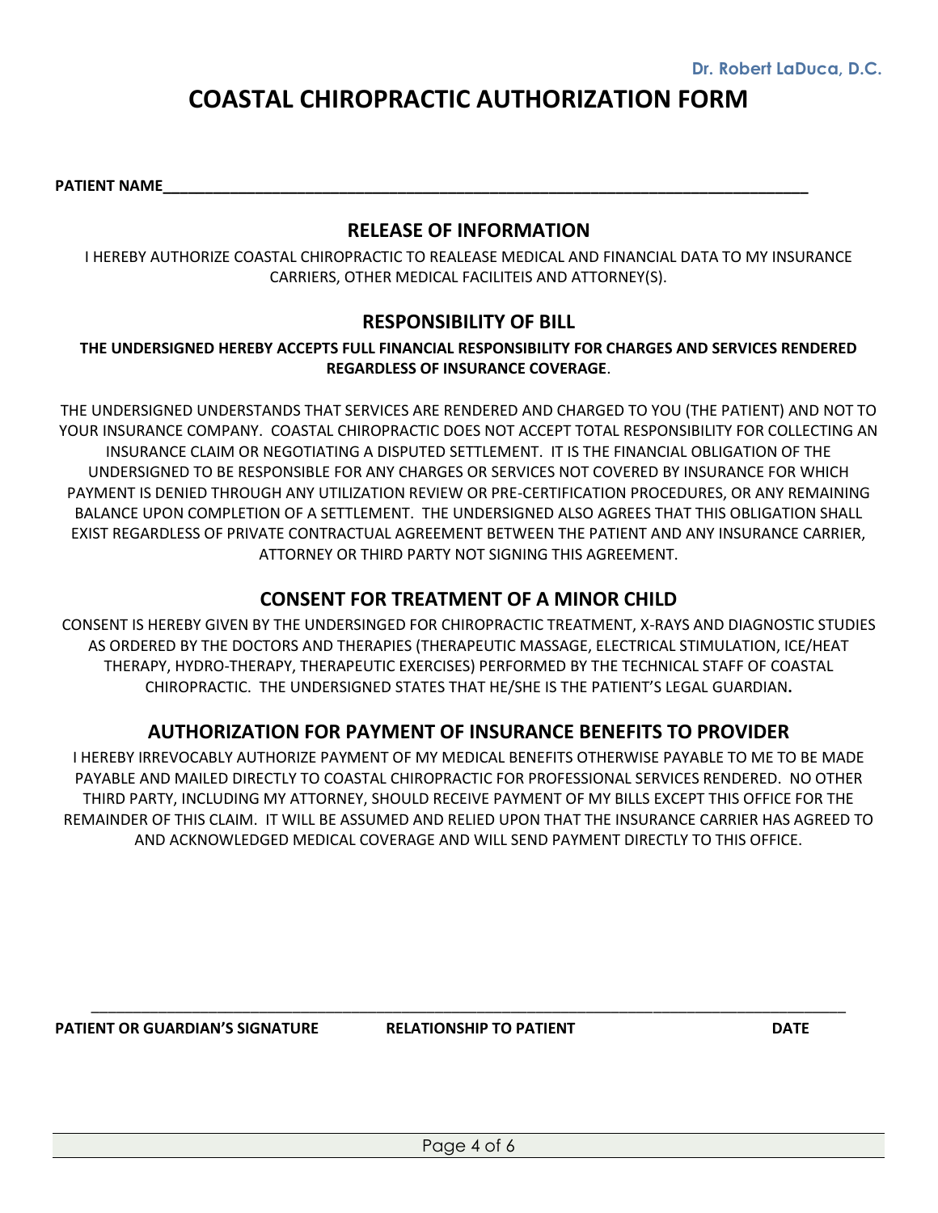Dr. Robert LaDuca, D.C.

# COASTAL CHIROPRACTIC AUTHORIZATION FORM

**PATIENT NAME**\_\_\_\_\_\_\_\_\_\_\_\_\_\_\_\_\_\_\_\_\_\_\_\_\_\_\_\_\_\_\_\_\_\_\_\_\_\_\_\_\_\_\_\_\_\_\_\_\_\_\_\_\_\_\_\_\_\_\_\_\_\_\_\_

## RELEASE OF INFORMATION

I HEREBY AUTHORIZE COASTAL CHIROPRACTIC TO REALEASE MEDICAL AND FINANCIAL DATA TO MY INSURANCE CARRIERS, OTHER MEDICAL FACILITEIS AND ATTORNEY(S).

## RESPONSIBILITY OF BILL

**THE UNDERSIGNED HEREBY ACCEPTS FULL FINANCIAL RESPONSIBILITY FOR CHARGES AND SERVICES RENDERED REGARDLESS OF INSURANCE COVERAGE**.

THE UNDERSIGNED UNDERSTANDS THAT SERVICES ARE RENDERED AND CHARGED TO YOU (THE PATIENT) AND NOT TO YOUR INSURANCE COMPANY. COASTAL CHIROPRACTIC DOES NOT ACCEPT TOTAL RESPONSIBILITY FOR COLLECTING AN INSURANCE CLAIM OR NEGOTIATING A DISPUTED SETTLEMENT. IT IS THE FINANCIAL OBLIGATION OF THE UNDERSIGNED TO BE RESPONSIBLE FOR ANY CHARGES OR SERVICES NOT COVERED BY INSURANCE FOR WHICH PAYMENT IS DENIED THROUGH ANY UTILIZATION REVIEW OR PRE-CERTIFICATION PROCEDURES, OR ANY REMAINING BALANCE UPON COMPLETION OF A SETTLEMENT. THE UNDERSIGNED ALSO AGREES THAT THIS OBLIGATION SHALL EXIST REGARDLESS OF PRIVATE CONTRACTUAL AGREEMENT BETWEEN THE PATIENT AND ANY INSURANCE CARRIER, ATTORNEY OR THIRD PARTY NOT SIGNING THIS AGREEMENT.

## CONSENT FOR TREATMENT OF A MINOR CHILD

CONSENT IS HEREBY GIVEN BY THE UNDERSINGED FOR CHIROPRACTIC TREATMENT, X-RAYS AND DIAGNOSTIC STUDIES AS ORDERED BY THE DOCTORS AND THERAPIES (THERAPEUTIC MASSAGE, ELECTRICAL STIMULATION, ICE/HEAT THERAPY, HYDRO-THERAPY, THERAPEUTIC EXERCISES) PERFORMED BY THE TECHNICAL STAFF OF COASTAL CHIROPRACTIC. THE UNDERSIGNED STATES THAT HE/SHE IS THE PATIENT'S LEGAL GUARDIAN**.**

## AUTHORIZATION FOR PAYMENT OF INSURANCE BENEFITS TO PROVIDER

I HEREBY IRREVOCABLY AUTHORIZE PAYMENT OF MY MEDICAL BENEFITS OTHERWISE PAYABLE TO ME TO BE MADE PAYABLE AND MAILED DIRECTLY TO COASTAL CHIROPRACTIC FOR PROFESSIONAL SERVICES RENDERED. NO OTHER THIRD PARTY, INCLUDING MY ATTORNEY, SHOULD RECEIVE PAYMENT OF MY BILLS EXCEPT THIS OFFICE FOR THE REMAINDER OF THIS CLAIM. IT WILL BE ASSUMED AND RELIED UPON THAT THE INSURANCE CARRIER HAS AGREED TO AND ACKNOWLEDGED MEDICAL COVERAGE AND WILL SEND PAYMENT DIRECTLY TO THIS OFFICE.

\_\_\_\_\_\_\_\_\_\_\_\_\_\_\_\_\_\_\_\_\_\_\_\_\_\_\_\_\_\_\_\_\_\_\_\_\_\_\_\_\_\_\_\_\_\_\_\_\_\_\_\_\_\_\_\_\_\_\_\_\_\_\_\_\_\_\_\_\_\_\_\_

**PATIENT OR GUARDIAN'S SIGNATURE** **RELATIONSHIP TO PATIENT** **DATE**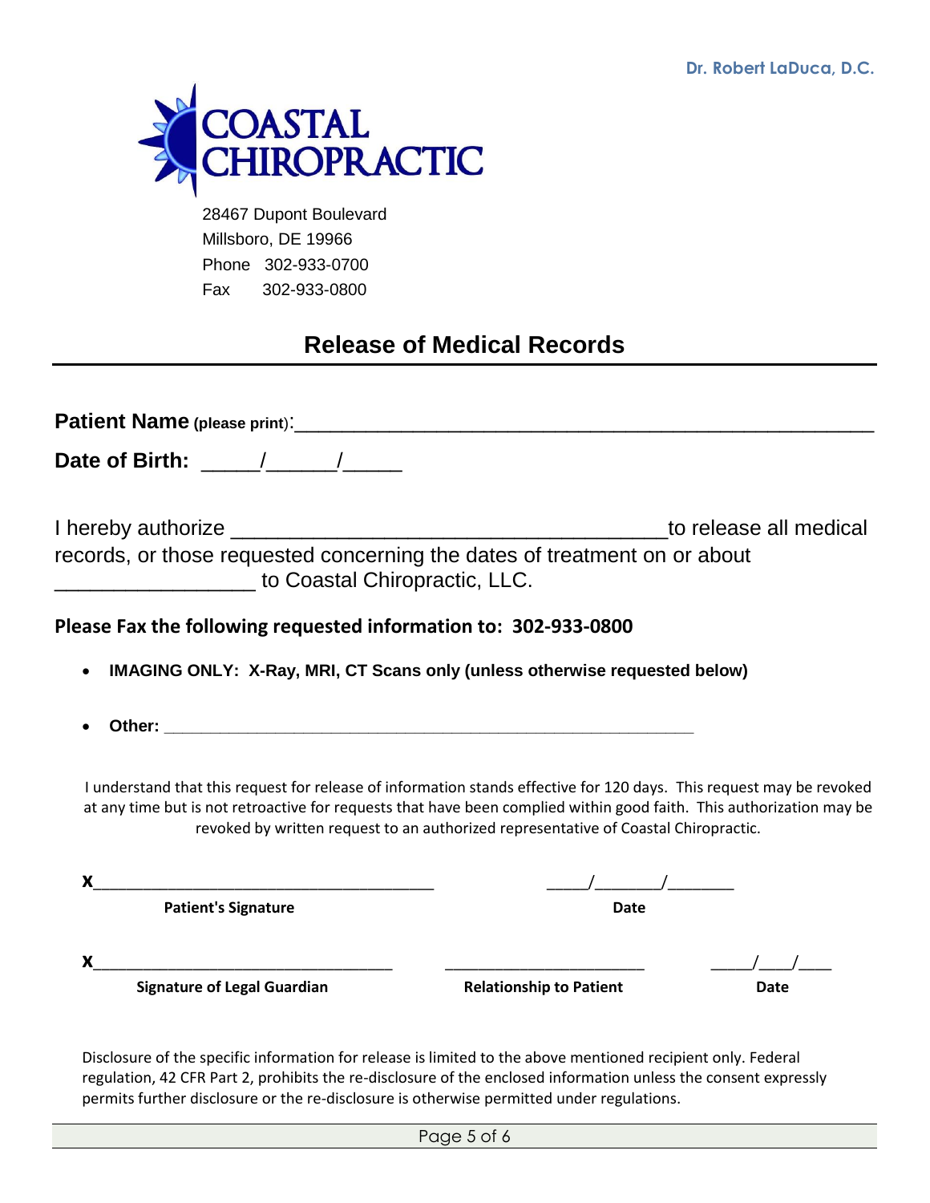Dr. Robert LaDuca, D.C.

**COASTAL CHIROPRACTIC**

28467 Dupont Boulevard
Millsboro, DE 19966
Phone 302-933-0700
Fax 302-933-0800

# Release of Medical Records

**Patient Name (please print)**:_______________________________________________

**Date of Birth:** _____/______/_____

I hereby authorize _____________________________________to release all medical records, or those requested concerning the dates of treatment on or about _________________ to Coastal Chiropractic, LLC.

**Please Fax the following requested information to: 302-933-0800**

- **IMAGING ONLY: X-Ray, MRI, CT Scans only (unless otherwise requested below)**
- **Other:** ____________________________________________________________

I understand that this request for release of information stands effective for 120 days. This request may be revoked at any time but is not retroactive for requests that have been complied within good faith. This authorization may be revoked by written request to an authorized representative of Coastal Chiropractic.

**x**______________________________________ _____/_______/_______
**Patient's Signature** **Date**

**x**__________________________________ ______________________ _____/____/____
**Signature of Legal Guardian** **Relationship to Patient** **Date**

Disclosure of the specific information for release is limited to the above mentioned recipient only. Federal regulation, 42 CFR Part 2, prohibits the re-disclosure of the enclosed information unless the consent expressly permits further disclosure or the re-disclosure is otherwise permitted under regulations.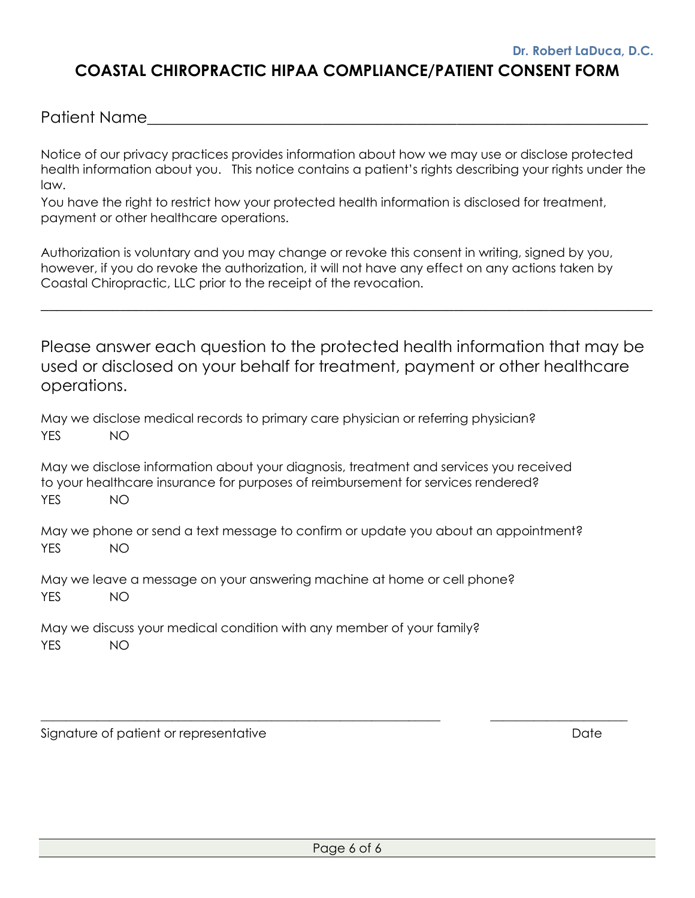**Dr. Robert LaDuca, D.C.**

# COASTAL CHIROPRACTIC HIPAA COMPLIANCE/PATIENT CONSENT FORM

Patient Name\_\_\_\_\_\_\_\_\_\_\_\_\_\_\_\_\_\_\_\_\_\_\_\_\_\_\_\_\_\_\_\_\_\_\_\_\_\_\_\_\_\_\_\_\_\_\_\_\_\_\_\_\_\_\_\_\_\_

Notice of our privacy practices provides information about how we may use or disclose protected health information about you. This notice contains a patient's rights describing your rights under the law.
You have the right to restrict how your protected health information is disclosed for treatment, payment or other healthcare operations.

Authorization is voluntary and you may change or revoke this consent in writing, signed by you, however, if you do revoke the authorization, it will not have any effect on any actions taken by Coastal Chiropractic, LLC prior to the receipt of the revocation.

---

Please answer each question to the protected health information that may be used or disclosed on your behalf for treatment, payment or other healthcare operations.

May we disclose medical records to primary care physician or referring physician?
YES NO

May we disclose information about your diagnosis, treatment and services you received to your healthcare insurance for purposes of reimbursement for services rendered?
YES NO

May we phone or send a text message to confirm or update you about an appointment?
YES NO

May we leave a message on your answering machine at home or cell phone?
YES NO

May we discuss your medical condition with any member of your family?
YES NO

\_\_\_\_\_\_\_\_\_\_\_\_\_\_\_\_\_\_\_\_\_\_\_\_\_\_\_\_\_\_\_\_\_\_\_\_\_\_\_\_\_\_\_\_ \_\_\_\_\_\_\_\_\_\_\_\_\_\_\_\_\_\_\_\_

Signature of patient or representative Date